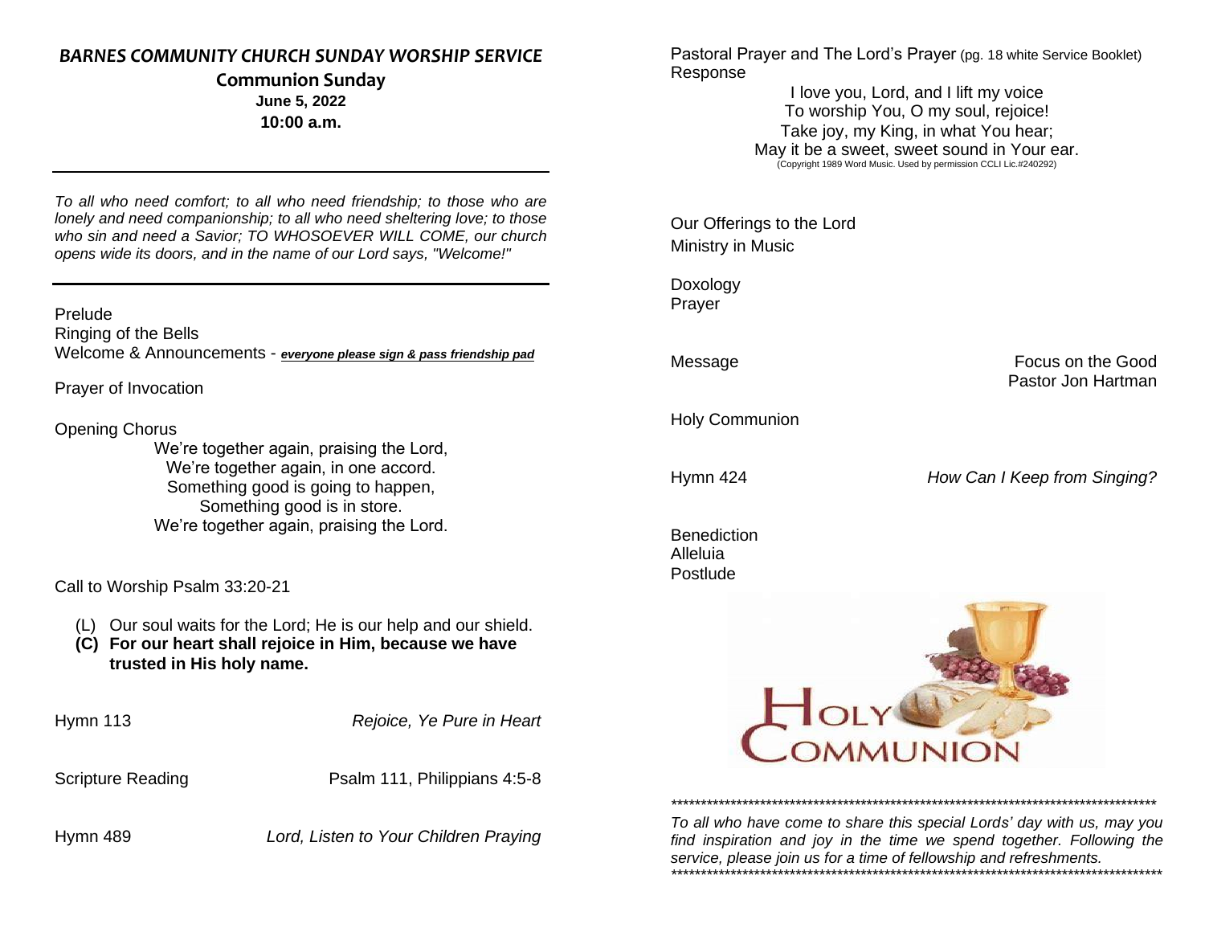# *BARNES COMMUNITY CHURCH SUNDAY WORSHIP SERVICE*

## Communion Sunday

**June 5, 2022**

**10:00 a.m.**

---

*To all who need comfort; to all who need friendship; to those who are lonely and need companionship; to all who need sheltering love; to those who sin and need a Savior; TO WHOSOEVER WILL COME, our church opens wide its doors, and in the name of our Lord says, "Welcome!"*

---

Prelude

Ringing of the Bells

Welcome & Announcements - ***everyone please sign & pass friendship pad***

Prayer of Invocation

Opening Chorus

We're together again, praising the Lord,
We're together again, in one accord.
Something good is going to happen,
Something good is in store.
We're together again, praising the Lord.

Call to Worship Psalm 33:20-21

(L) Our soul waits for the Lord; He is our help and our shield.

**(C) For our heart shall rejoice in Him, because we have trusted in His holy name.**

Hymn 113 — *Rejoice, Ye Pure in Heart*

Scripture Reading — Psalm 111, Philippians 4:5-8

Hymn 489 — *Lord, Listen to Your Children Praying*

Pastoral Prayer and The Lord's Prayer (pg. 18 white Service Booklet)

Response

I love you, Lord, and I lift my voice
To worship You, O my soul, rejoice!
Take joy, my King, in what You hear;
May it be a sweet, sweet sound in Your ear.
(Copyright 1989 Word Music. Used by permission CCLI Lic.#240292)

Our Offerings to the Lord

Ministry in Music

Doxology

Prayer

Message — Focus on the Good
Pastor Jon Hartman

Holy Communion

Hymn 424 — *How Can I Keep from Singing?*

Benediction

Alleluia

Postlude

HOLY COMMUNION

*************************************************************************************

*To all who have come to share this special Lords' day with us, may you find inspiration and joy in the time we spend together. Following the service, please join us for a time of fellowship and refreshments.*

*************************************************************************************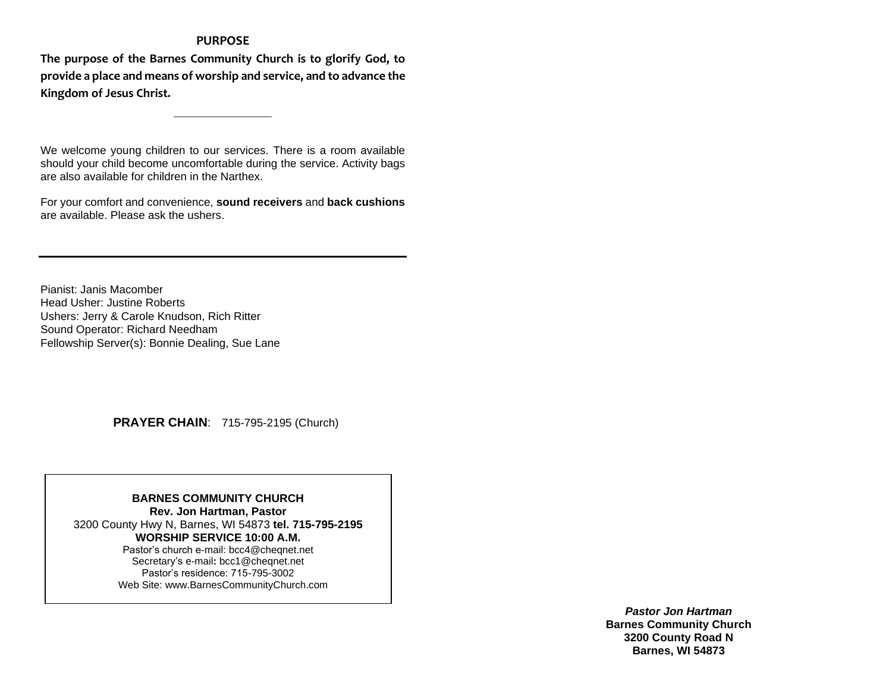## PURPOSE

**The purpose of the Barnes Community Church is to glorify God, to provide a place and means of worship and service, and to advance the Kingdom of Jesus Christ.**

---

We welcome young children to our services. There is a room available should your child become uncomfortable during the service. Activity bags are also available for children in the Narthex.

For your comfort and convenience, **sound receivers** and **back cushions** are available. Please ask the ushers.

---

Pianist: Janis Macomber
Head Usher: Justine Roberts
Ushers: Jerry & Carole Knudson, Rich Ritter
Sound Operator: Richard Needham
Fellowship Server(s): Bonnie Dealing, Sue Lane

**PRAYER CHAIN**: 715-795-2195 (Church)

**BARNES COMMUNITY CHURCH**
**Rev. Jon Hartman, Pastor**
3200 County Hwy N, Barnes, WI 54873 **tel. 715-795-2195**
**WORSHIP SERVICE 10:00 A.M.**
Pastor's church e-mail: bcc4@cheqnet.net
Secretary's e-mail**:** bcc1@cheqnet.net
Pastor's residence: 715-795-3002
Web Site: www.BarnesCommunityChurch.com

***Pastor Jon Hartman***
**Barnes Community Church**
**3200 County Road N**
**Barnes, WI 54873**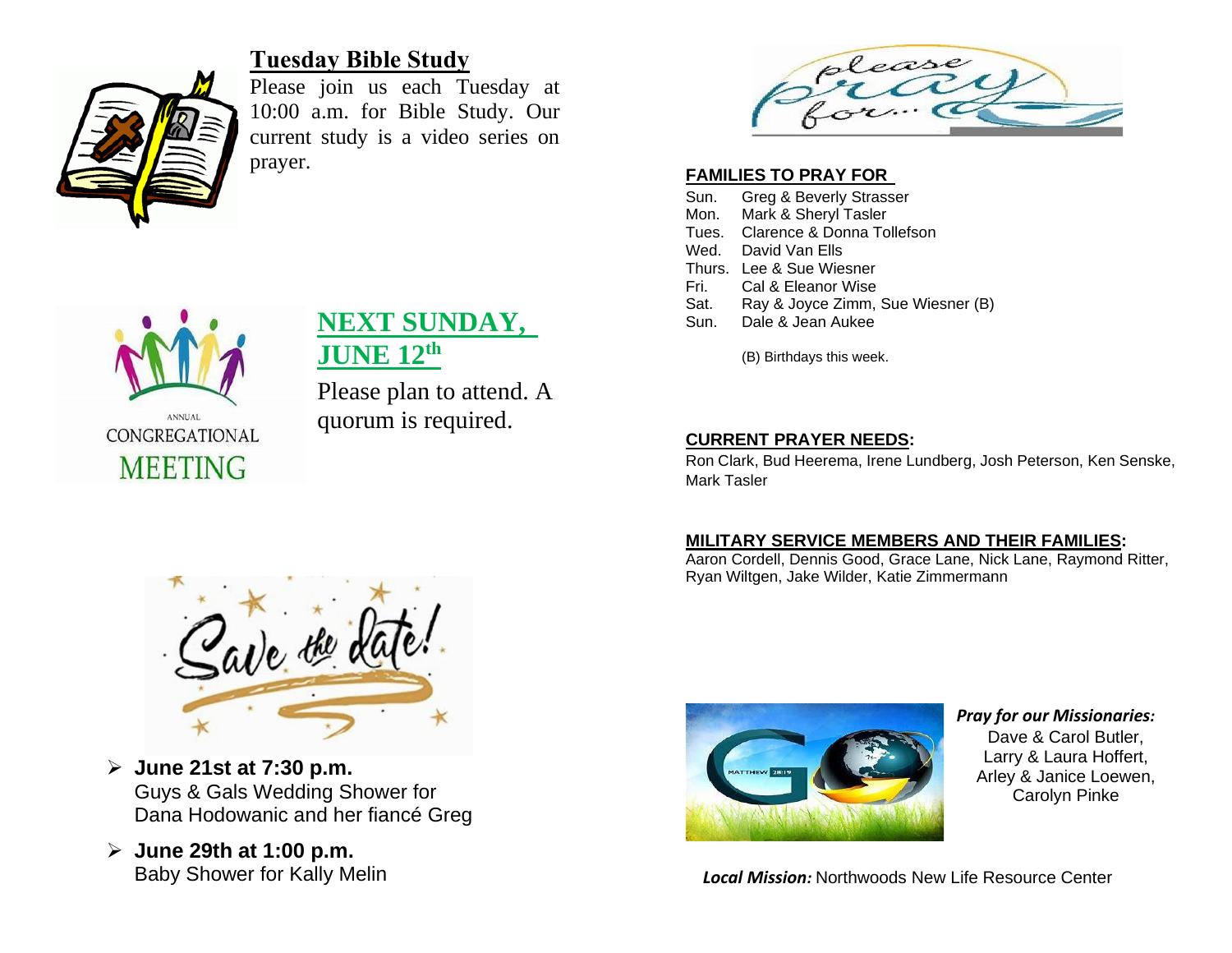## Tuesday Bible Study

Please join us each Tuesday at 10:00 a.m. for Bible Study. Our current study is a video series on prayer.

ANNUAL CONGREGATIONAL MEETING

## NEXT SUNDAY, JUNE 12th

Please plan to attend. A quorum is required.

Save the date!

- **June 21st at 7:30 p.m.**
  Guys & Gals Wedding Shower for Dana Hodowanic and her fiancé Greg
- **June 29th at 1:00 p.m.**
  Baby Shower for Kally Melin

please pray for...

### FAMILIES TO PRAY FOR

| | |
|---|---|
| Sun. | Greg & Beverly Strasser |
| Mon. | Mark & Sheryl Tasler |
| Tues. | Clarence & Donna Tollefson |
| Wed. | David Van Ells |
| Thurs. | Lee & Sue Wiesner |
| Fri. | Cal & Eleanor Wise |
| Sat. | Ray & Joyce Zimm, Sue Wiesner (B) |
| Sun. | Dale & Jean Aukee |

(B) Birthdays this week.

### CURRENT PRAYER NEEDS:

Ron Clark, Bud Heerema, Irene Lundberg, Josh Peterson, Ken Senske, Mark Tasler

### MILITARY SERVICE MEMBERS AND THEIR FAMILIES:

Aaron Cordell, Dennis Good, Grace Lane, Nick Lane, Raymond Ritter, Ryan Wiltgen, Jake Wilder, Katie Zimmermann

GO MATTHEW 28:19

***Pray for our Missionaries:***

Dave & Carol Butler,
Larry & Laura Hoffert,
Arley & Janice Loewen,
Carolyn Pinke

***Local Mission:*** Northwoods New Life Resource Center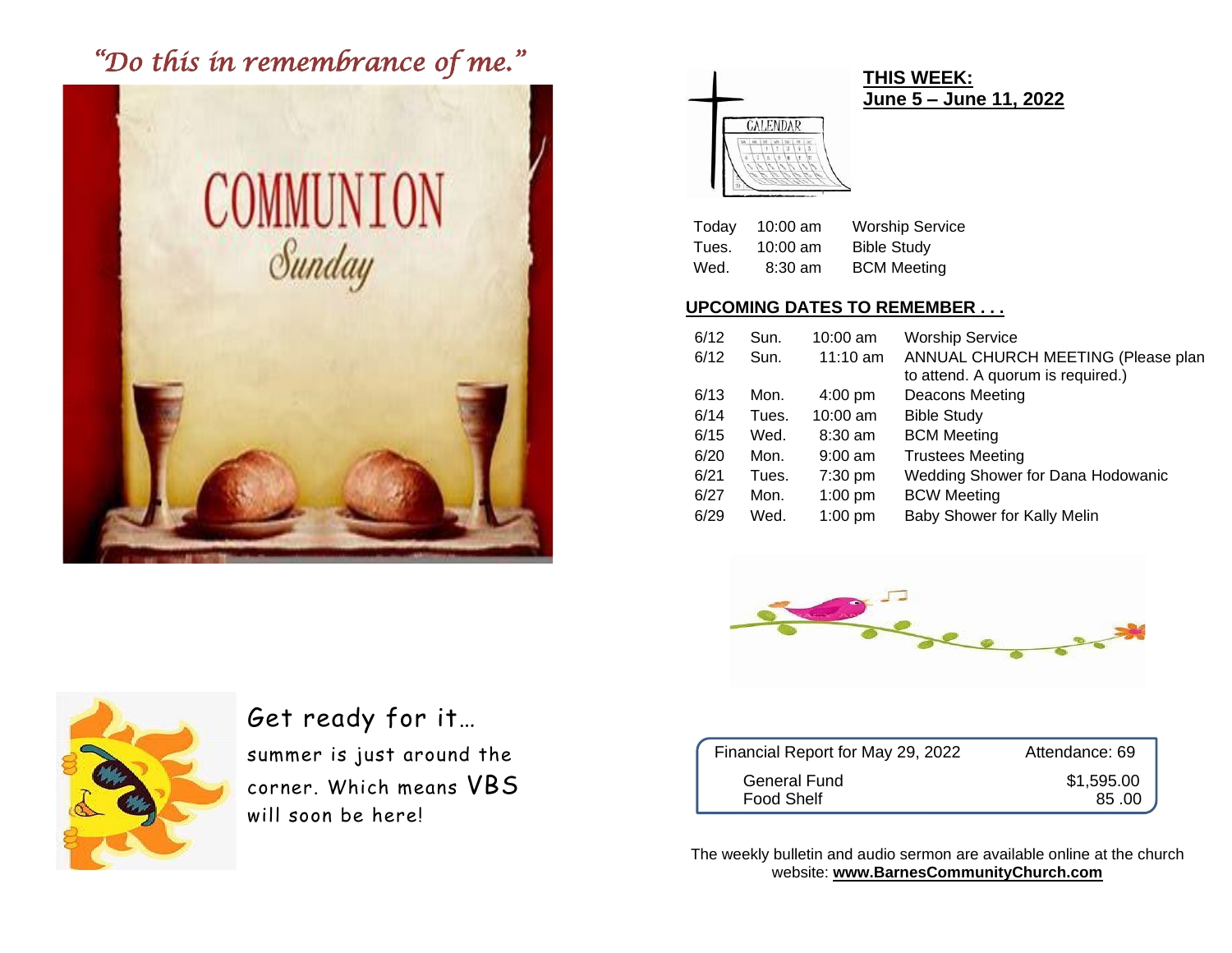*"Do this in remembrance of me."*

COMMUNION

*Sunday*

Get ready for it…

summer is just around the corner. Which means VBS will soon be here!

**THIS WEEK:**
**June 5 – June 11, 2022**

CALENDAR

| | | |
|---|---|---|
| Today | 10:00 am | Worship Service |
| Tues. | 10:00 am | Bible Study |
| Wed. | 8:30 am | BCM Meeting |

**UPCOMING DATES TO REMEMBER . . .**

| | | | |
|---|---|---|---|
| 6/12 | Sun. | 10:00 am | Worship Service |
| 6/12 | Sun. | 11:10 am | ANNUAL CHURCH MEETING (Please plan to attend. A quorum is required.) |
| 6/13 | Mon. | 4:00 pm | Deacons Meeting |
| 6/14 | Tues. | 10:00 am | Bible Study |
| 6/15 | Wed. | 8:30 am | BCM Meeting |
| 6/20 | Mon. | 9:00 am | Trustees Meeting |
| 6/21 | Tues. | 7:30 pm | Wedding Shower for Dana Hodowanic |
| 6/27 | Mon. | 1:00 pm | BCW Meeting |
| 6/29 | Wed. | 1:00 pm | Baby Shower for Kally Melin |

| Financial Report for May 29, 2022 | Attendance: 69 |
|---|---|
| General Fund | $1,595.00 |
| Food Shelf | 85 .00 |

The weekly bulletin and audio sermon are available online at the church website: **www.BarnesCommunityChurch.com**